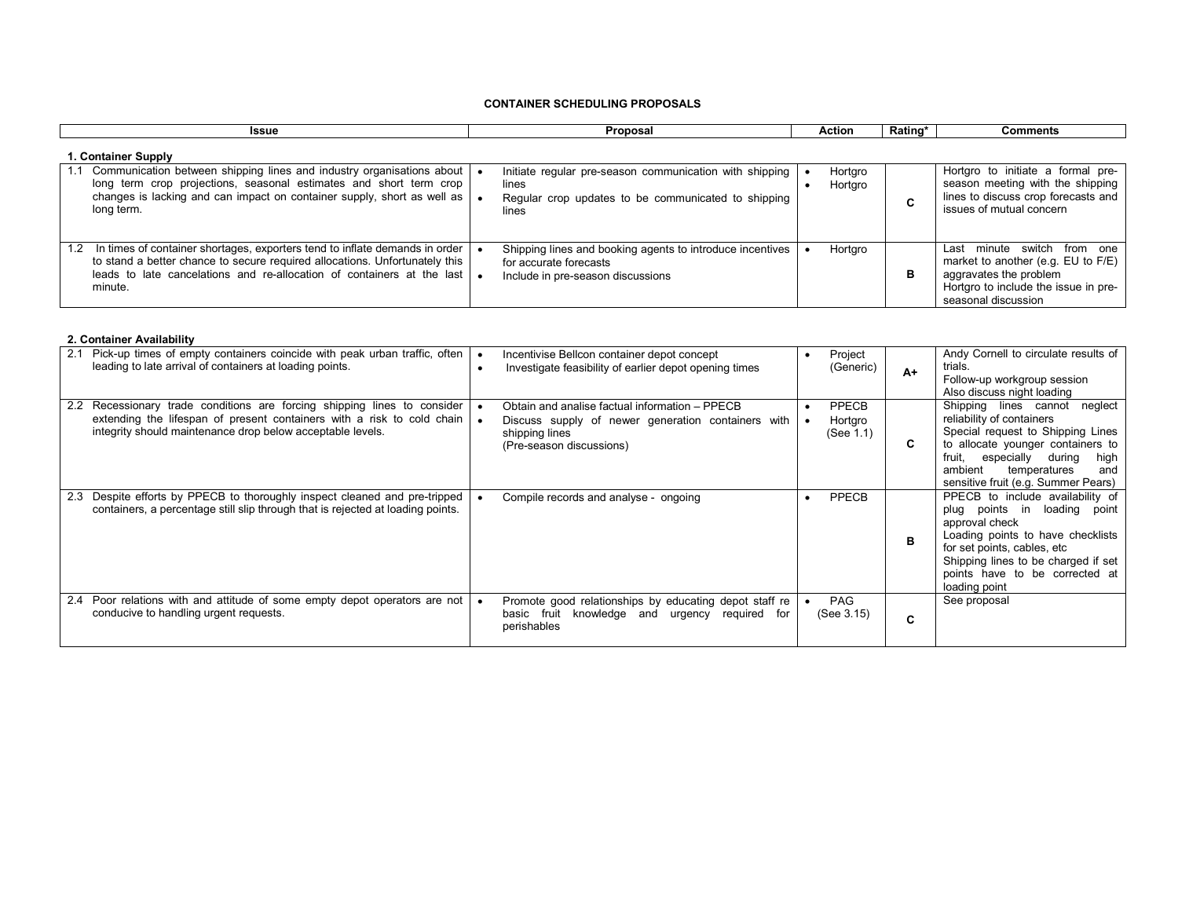# CONTAINER SCHEDULING PROPOSALS

| Issue | Proposal | Action | Rating* | Comments |
|---|---|---|---|---|
| **1. Container Supply** | | | | |
| 1.1 Communication between shipping lines and industry organisations about long term crop projections, seasonal estimates and short term crop changes is lacking and can impact on container supply, short as well as long term. | • Initiate regular pre-season communication with shipping lines<br>• Regular crop updates to be communicated to shipping lines | • Hortgro<br>• Hortgro | C | Hortgro to initiate a formal pre-season meeting with the shipping lines to discuss crop forecasts and issues of mutual concern |
| 1.2 In times of container shortages, exporters tend to inflate demands in order to stand a better chance to secure required allocations. Unfortunately this leads to late cancelations and re-allocation of containers at the last minute. | • Shipping lines and booking agents to introduce incentives for accurate forecasts<br>• Include in pre-season discussions | • Hortgro | B | Last minute switch from one market to another (e.g. EU to F/E) aggravates the problem<br>Hortgro to include the issue in pre-seasonal discussion |
| **2. Container Availability** | | | | |
| 2.1 Pick-up times of empty containers coincide with peak urban traffic, often leading to late arrival of containers at loading points. | • Incentivise Bellcon container depot concept<br>• Investigate feasibility of earlier depot opening times | • Project (Generic) | A+ | Andy Cornell to circulate results of trials.<br>Follow-up workgroup session<br>Also discuss night loading |
| 2.2 Recessionary trade conditions are forcing shipping lines to consider extending the lifespan of present containers with a risk to cold chain integrity should maintenance drop below acceptable levels. | • Obtain and analise factual information – PPECB<br>• Discuss supply of newer generation containers with shipping lines<br>(Pre-season discussions) | • PPECB<br>• Hortgro (See 1.1) | C | Shipping lines cannot neglect reliability of containers<br>Special request to Shipping Lines to allocate younger containers to fruit, especially during high ambient temperatures and sensitive fruit (e.g. Summer Pears) |
| 2.3 Despite efforts by PPECB to thoroughly inspect cleaned and pre-tripped containers, a percentage still slip through that is rejected at loading points. | • Compile records and analyse - ongoing | • PPECB | B | PPECB to include availability of plug points in loading point approval check<br>Loading points to have checklists for set points, cables, etc<br>Shipping lines to be charged if set points have to be corrected at loading point |
| 2.4 Poor relations with and attitude of some empty depot operators are not conducive to handling urgent requests. | • Promote good relationships by educating depot staff re basic fruit knowledge and urgency required for perishables | • PAG (See 3.15) | C | See proposal |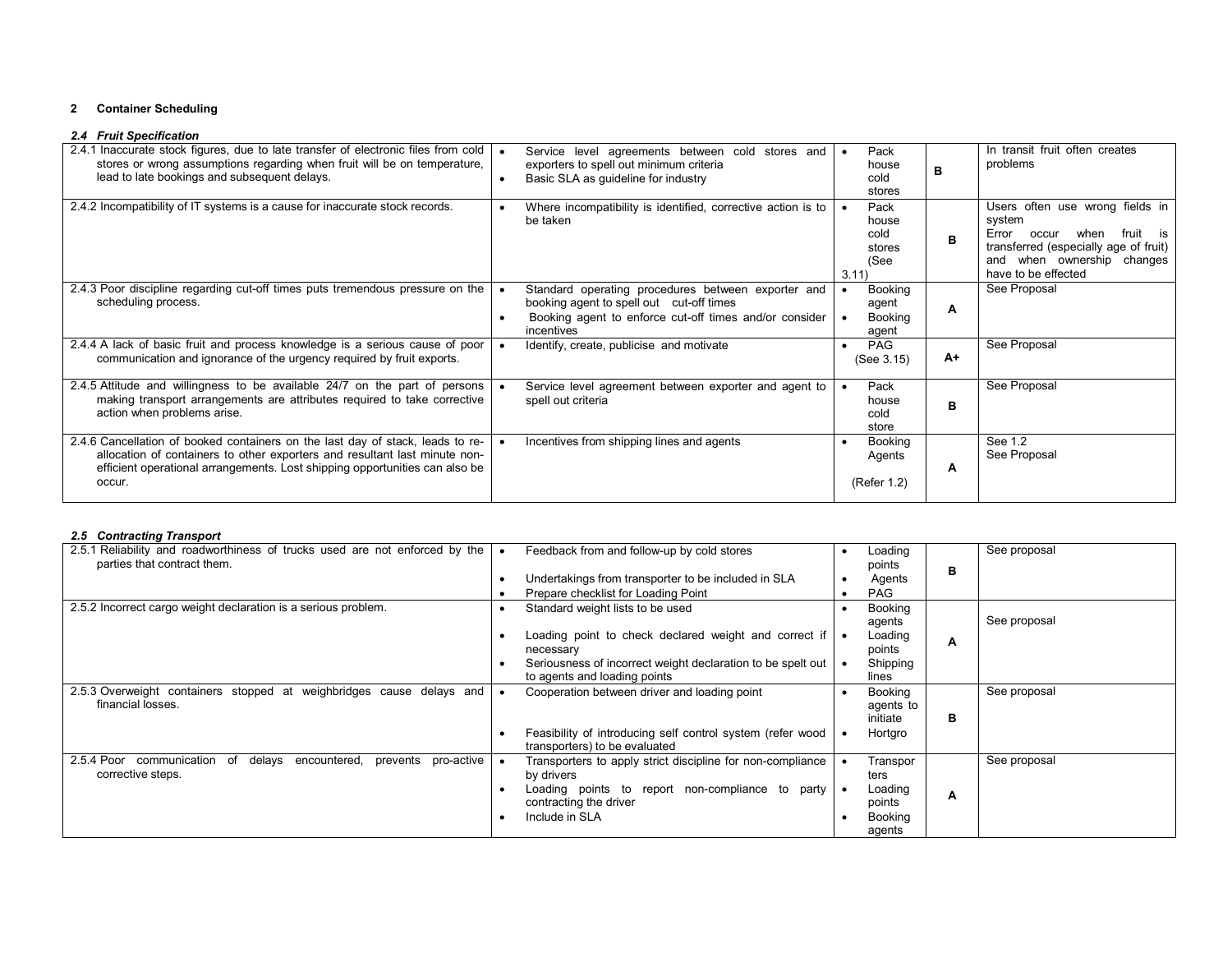## 2 Container Scheduling

### *2.4 Fruit Specification*

| | | | | |
|---|---|---|---|---|
| 2.4.1 Inaccurate stock figures, due to late transfer of electronic files from cold stores or wrong assumptions regarding when fruit will be on temperature, lead to late bookings and subsequent delays. | • Service level agreements between cold stores and exporters to spell out minimum criteria<br>• Basic SLA as guideline for industry | • Pack house cold stores | B | In transit fruit often creates problems |
| 2.4.2 Incompatibility of IT systems is a cause for inaccurate stock records. | • Where incompatibility is identified, corrective action is to be taken | • Pack house cold stores (See 3.11) | B | Users often use wrong fields in system<br>Error occur when fruit is transferred (especially age of fruit) and when ownership changes have to be effected |
| 2.4.3 Poor discipline regarding cut-off times puts tremendous pressure on the scheduling process. | • Standard operating procedures between exporter and booking agent to spell out cut-off times<br>• Booking agent to enforce cut-off times and/or consider incentives | • Booking agent<br>• Booking agent | A | See Proposal |
| 2.4.4 A lack of basic fruit and process knowledge is a serious cause of poor communication and ignorance of the urgency required by fruit exports. | • Identify, create, publicise and motivate | • PAG (See 3.15) | A+ | See Proposal |
| 2.4.5 Attitude and willingness to be available 24/7 on the part of persons making transport arrangements are attributes required to take corrective action when problems arise. | • Service level agreement between exporter and agent to spell out criteria | • Pack house cold store | B | See Proposal |
| 2.4.6 Cancellation of booked containers on the last day of stack, leads to re-allocation of containers to other exporters and resultant last minute non-efficient operational arrangements. Lost shipping opportunities can also be occur. | • Incentives from shipping lines and agents | • Booking Agents<br>(Refer 1.2) | A | See 1.2<br>See Proposal |

### *2.5 Contracting Transport*

| | | | | |
|---|---|---|---|---|
| 2.5.1 Reliability and roadworthiness of trucks used are not enforced by the parties that contract them. | • Feedback from and follow-up by cold stores<br>• Undertakings from transporter to be included in SLA<br>• Prepare checklist for Loading Point | • Loading points<br>• Agents<br>• PAG | B | See proposal |
| 2.5.2 Incorrect cargo weight declaration is a serious problem. | • Standard weight lists to be used<br>• Loading point to check declared weight and correct if necessary<br>• Seriousness of incorrect weight declaration to be spelt out to agents and loading points | • Booking agents<br>• Loading points<br>• Shipping lines | A | See proposal |
| 2.5.3 Overweight containers stopped at weighbridges cause delays and financial losses. | • Cooperation between driver and loading point<br>• Feasibility of introducing self control system (refer wood transporters) to be evaluated | • Booking agents to initiate<br>• Hortgro | B | See proposal |
| 2.5.4 Poor communication of delays encountered, prevents pro-active corrective steps. | • Transporters to apply strict discipline for non-compliance by drivers<br>• Loading points to report non-compliance to party contracting the driver<br>• Include in SLA | • Transporters<br>• Loading points<br>• Booking agents | A | See proposal |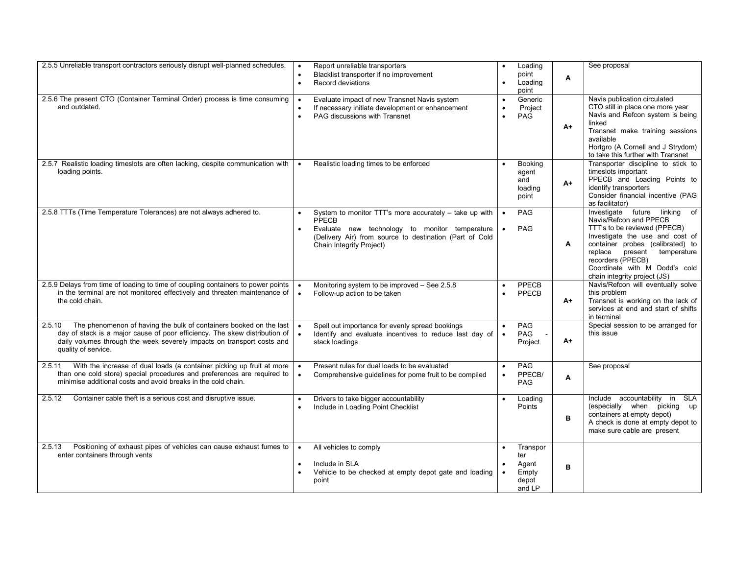| | | | | |
|---|---|---|---|---|
| 2.5.5 Unreliable transport contractors seriously disrupt well-planned schedules. | • Report unreliable transporters<br>• Blacklist transporter if no improvement<br>• Record deviations | • Loading point<br>• Loading point | A | See proposal |
| 2.5.6 The present CTO (Container Terminal Order) process is time consuming and outdated. | • Evaluate impact of new Transnet Navis system<br>• If necessary initiate development or enhancement<br>• PAG discussions with Transnet | • Generic<br>• Project<br>• PAG | A+ | Navis publication circulated<br>CTO still in place one more year<br>Navis and Refcon system is being linked<br>Transnet make training sessions available<br>Hortgro (A Cornell and J Strydom) to take this further with Transnet |
| 2.5.7 Realistic loading timeslots are often lacking, despite communication with loading points. | • Realistic loading times to be enforced | • Booking agent and loading point | A+ | Transporter discipline to stick to timeslots important<br>PPECB and Loading Points to identify transporters<br>Consider financial incentive (PAG as facilitator) |
| 2.5.8 TTTs (Time Temperature Tolerances) are not always adhered to. | • System to monitor TTT's more accurately – take up with PPECB<br>• Evaluate new technology to monitor temperature (Delivery Air) from source to destination (Part of Cold Chain Integrity Project) | • PAG<br>• PAG | A | Investigate future linking of Navis/Refcon and PPECB<br>TTT's to be reviewed (PPECB)<br>Investigate the use and cost of container probes (calibrated) to replace present temperature recorders (PPECB)<br>Coordinate with M Dodd's cold chain integrity project (JS) |
| 2.5.9 Delays from time of loading to time of coupling containers to power points in the terminal are not monitored effectively and threaten maintenance of the cold chain. | • Monitoring system to be improved – See 2.5.8<br>• Follow-up action to be taken | • PPECB<br>• PPECB | A+ | Navis/Refcon will eventually solve this problem<br>Transnet is working on the lack of services at end and start of shifts in terminal |
| 2.5.10 The phenomenon of having the bulk of containers booked on the last day of stack is a major cause of poor efficiency. The skew distribution of daily volumes through the week severely impacts on transport costs and quality of service. | • Spell out importance for evenly spread bookings<br>• Identify and evaluate incentives to reduce last day of stack loadings | • PAG<br>• PAG - Project | A+ | Special session to be arranged for this issue |
| 2.5.11 With the increase of dual loads (a container picking up fruit at more than one cold store) special procedures and preferences are required to minimise additional costs and avoid breaks in the cold chain. | • Present rules for dual loads to be evaluated<br>• Comprehensive guidelines for pome fruit to be compiled | • PAG<br>• PPECB/ PAG | A | See proposal |
| 2.5.12 Container cable theft is a serious cost and disruptive issue. | • Drivers to take bigger accountability<br>• Include in Loading Point Checklist | • Loading Points | B | Include accountability in SLA (especially when picking up containers at empty depot)<br>A check is done at empty depot to make sure cable are present |
| 2.5.13 Positioning of exhaust pipes of vehicles can cause exhaust fumes to enter containers through vents | • All vehicles to comply<br>• Include in SLA<br>• Vehicle to be checked at empty depot gate and loading point | • Transporter<br>• Agent<br>• Empty depot and LP | B | |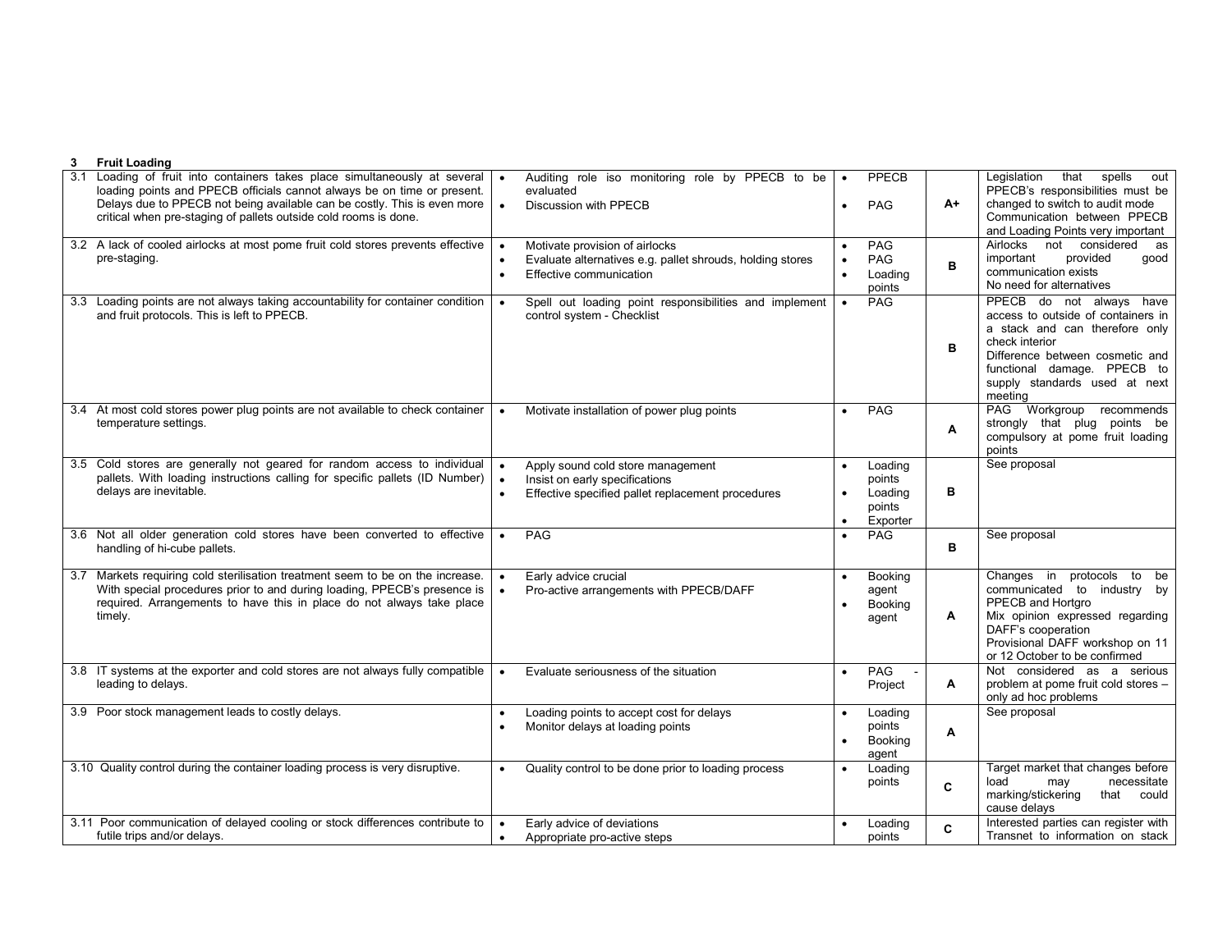**3 Fruit Loading**

| | | | | |
|---|---|---|---|---|
| 3.1 Loading of fruit into containers takes place simultaneously at several loading points and PPECB officials cannot always be on time or present. Delays due to PPECB not being available can be costly. This is even more critical when pre-staging of pallets outside cold rooms is done. | • Auditing role iso monitoring role by PPECB to be evaluated<br>• Discussion with PPECB | • PPECB<br>• PAG | A+ | Legislation that spells out PPECB's responsibilities must be changed to switch to audit mode<br>Communication between PPECB and Loading Points very important |
| 3.2 A lack of cooled airlocks at most pome fruit cold stores prevents effective pre-staging. | • Motivate provision of airlocks<br>• Evaluate alternatives e.g. pallet shrouds, holding stores<br>• Effective communication | • PAG<br>• PAG<br>• Loading points | B | Airlocks not considered as important provided good communication exists<br>No need for alternatives |
| 3.3 Loading points are not always taking accountability for container condition and fruit protocols. This is left to PPECB. | • Spell out loading point responsibilities and implement control system - Checklist | • PAG | B | PPECB do not always have access to outside of containers in a stack and can therefore only check interior<br>Difference between cosmetic and functional damage. PPECB to supply standards used at next meeting |
| 3.4 At most cold stores power plug points are not available to check container temperature settings. | • Motivate installation of power plug points | • PAG | A | PAG Workgroup recommends strongly that plug points be compulsory at pome fruit loading points |
| 3.5 Cold stores are generally not geared for random access to individual pallets. With loading instructions calling for specific pallets (ID Number) delays are inevitable. | • Apply sound cold store management<br>• Insist on early specifications<br>• Effective specified pallet replacement procedures | • Loading points<br>• Loading points<br>• Exporter | B | See proposal |
| 3.6 Not all older generation cold stores have been converted to effective handling of hi-cube pallets. | • PAG | • PAG | B | See proposal |
| 3.7 Markets requiring cold sterilisation treatment seem to be on the increase. With special procedures prior to and during loading, PPECB's presence is required. Arrangements to have this in place do not always take place timely. | • Early advice crucial<br>• Pro-active arrangements with PPECB/DAFF | • Booking agent<br>• Booking agent | A | Changes in protocols to be communicated to industry by PPECB and Hortgro<br>Mix opinion expressed regarding DAFF's cooperation<br>Provisional DAFF workshop on 11 or 12 October to be confirmed |
| 3.8 IT systems at the exporter and cold stores are not always fully compatible leading to delays. | • Evaluate seriousness of the situation | • PAG - Project | A | Not considered as a serious problem at pome fruit cold stores – only ad hoc problems |
| 3.9 Poor stock management leads to costly delays. | • Loading points to accept cost for delays<br>• Monitor delays at loading points | • Loading points<br>• Booking agent | A | See proposal |
| 3.10 Quality control during the container loading process is very disruptive. | • Quality control to be done prior to loading process | • Loading points | C | Target market that changes before load may necessitate marking/stickering that could cause delays |
| 3.11 Poor communication of delayed cooling or stock differences contribute to futile trips and/or delays. | • Early advice of deviations<br>• Appropriate pro-active steps | • Loading points | C | Interested parties can register with Transnet to information on stack |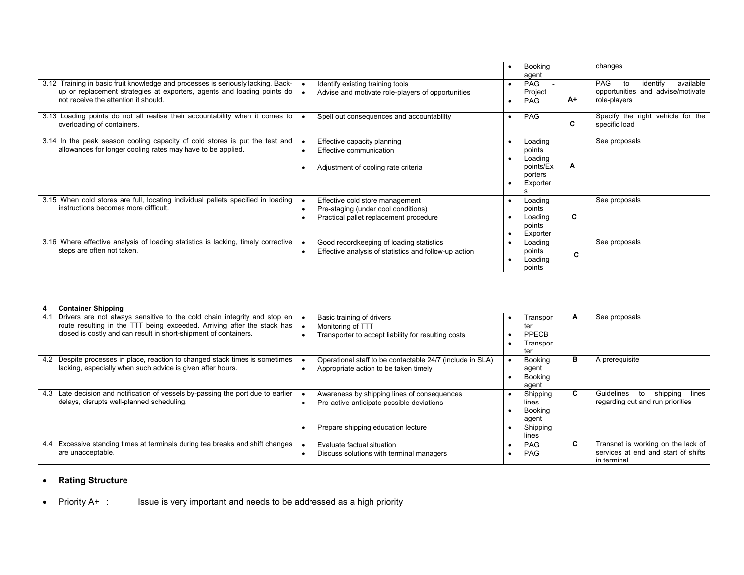| | | | | |
|---|---|---|---|---|
| | | • Booking agent | | changes |
| 3.12 Training in basic fruit knowledge and processes is seriously lacking. Back-up or replacement strategies at exporters, agents and loading points do not receive the attention it should. | • Identify existing training tools<br>• Advise and motivate role-players of opportunities | • PAG - Project<br>• PAG | **A+** | PAG to identify available opportunities and advise/motivate role-players |
| 3.13 Loading points do not all realise their accountability when it comes to overloading of containers. | • Spell out consequences and accountability | • PAG | **C** | Specify the right vehicle for the specific load |
| 3.14 In the peak season cooling capacity of cold stores is put the test and allowances for longer cooling rates may have to be applied. | • Effective capacity planning<br>• Effective communication<br>• Adjustment of cooling rate criteria | • Loading points<br>• Loading points/Exporters<br>• Exporters | **A** | See proposals |
| 3.15 When cold stores are full, locating individual pallets specified in loading instructions becomes more difficult. | • Effective cold store management<br>• Pre-staging (under cool conditions)<br>• Practical pallet replacement procedure | • Loading points<br>• Loading points<br>• Exporter | **C** | See proposals |
| 3.16 Where effective analysis of loading statistics is lacking, timely corrective steps are often not taken. | • Good recordkeeping of loading statistics<br>• Effective analysis of statistics and follow-up action | • Loading points<br>• Loading points | **C** | See proposals |

**4 Container Shipping**

| | | | | |
|---|---|---|---|---|
| 4.1 Drivers are not always sensitive to the cold chain integrity and stop en route resulting in the TTT being exceeded. Arriving after the stack has closed is costly and can result in short-shipment of containers. | • Basic training of drivers<br>• Monitoring of TTT<br>• Transporter to accept liability for resulting costs | • Transporter<br>• PPECB<br>• Transporter | **A** | See proposals |
| 4.2 Despite processes in place, reaction to changed stack times is sometimes lacking, especially when such advice is given after hours. | • Operational staff to be contactable 24/7 (include in SLA)<br>• Appropriate action to be taken timely | • Booking agent<br>• Booking agent | **B** | A prerequisite |
| 4.3 Late decision and notification of vessels by-passing the port due to earlier delays, disrupts well-planned scheduling. | • Awareness by shipping lines of consequences<br>• Pro-active anticipate possible deviations<br>• Prepare shipping education lecture | • Shipping lines<br>• Booking agent<br>• Shipping lines | **C** | Guidelines to shipping lines regarding cut and run priorities |
| 4.4 Excessive standing times at terminals during tea breaks and shift changes are unacceptable. | • Evaluate factual situation<br>• Discuss solutions with terminal managers | • PAG<br>• PAG | **C** | Transnet is working on the lack of services at end and start of shifts in terminal |

- **Rating Structure**

- Priority A+ : Issue is very important and needs to be addressed as a high priority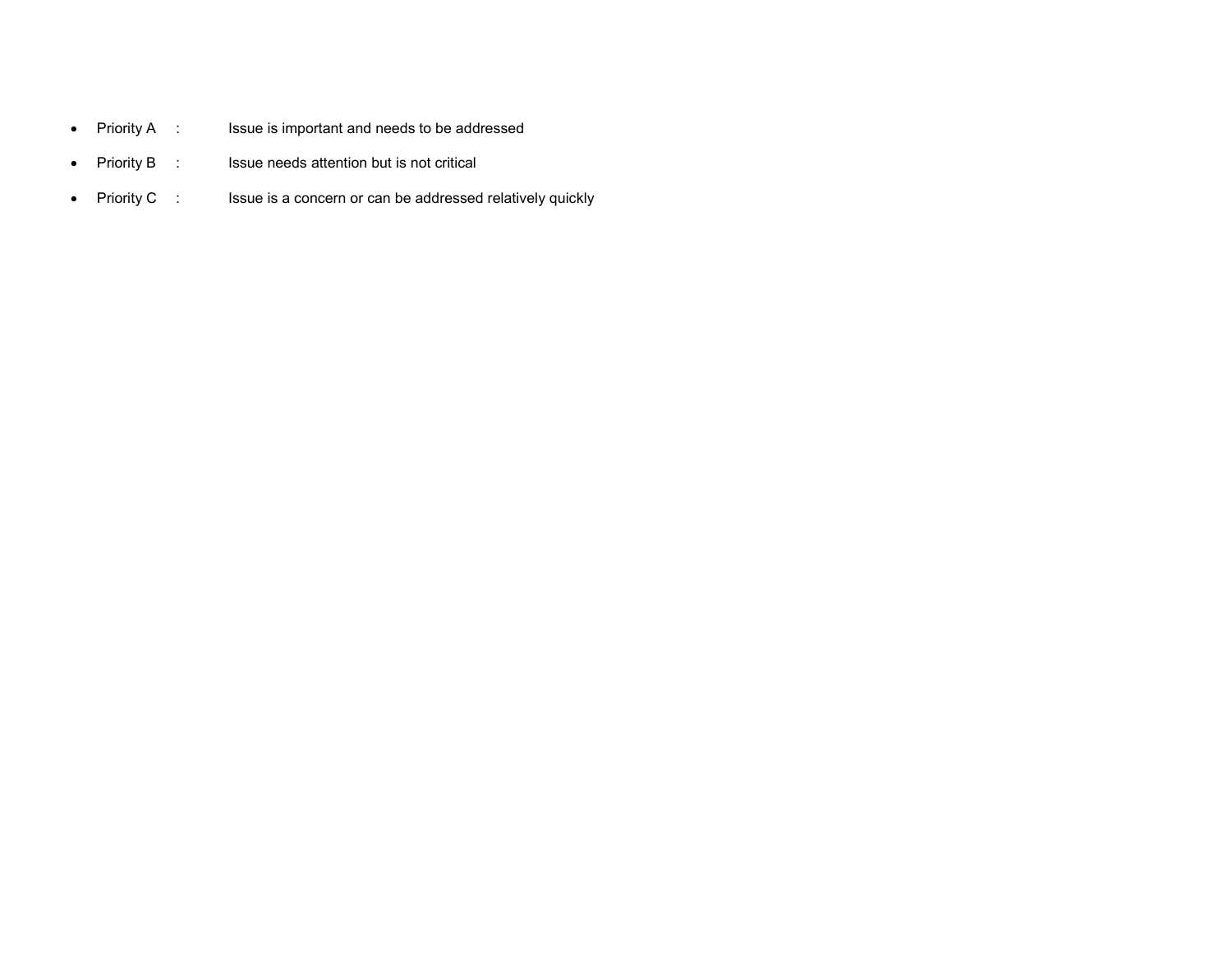- Priority A : Issue is important and needs to be addressed
- Priority B : Issue needs attention but is not critical
- Priority C : Issue is a concern or can be addressed relatively quickly